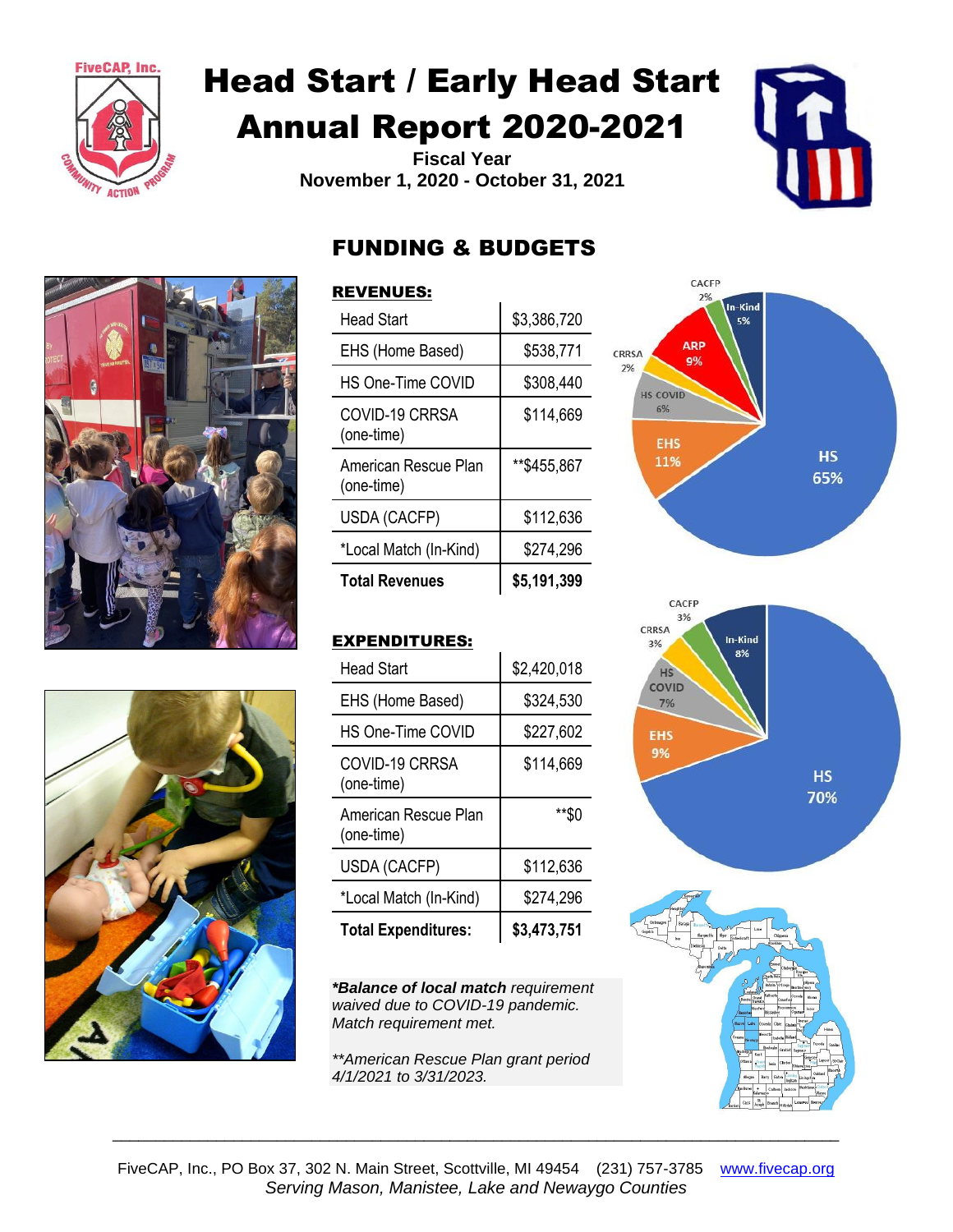# Head Start / Early Head Start Annual Report 2020-2021

**Fiscal Year**
**November 1, 2020 - October 31, 2021**

## FUNDING & BUDGETS

### REVENUES:

| | |
|---|---|
| Head Start | $3,386,720 |
| EHS (Home Based) | $538,771 |
| HS One-Time COVID | $308,440 |
| COVID-19 CRRSA (one-time) | $114,669 |
| American Rescue Plan (one-time) | **$455,867 |
| USDA (CACFP) | $112,636 |
| *Local Match (In-Kind) | $274,296 |
| **Total Revenues** | **$5,191,399** |

### EXPENDITURES:

| | |
|---|---|
| Head Start | $2,420,018 |
| EHS (Home Based) | $324,530 |
| HS One-Time COVID | $227,602 |
| COVID-19 CRRSA (one-time) | $114,669 |
| American Rescue Plan (one-time) | **$0 |
| USDA (CACFP) | $112,636 |
| *Local Match (In-Kind) | $274,296 |
| **Total Expenditures:** | **$3,473,751** |

***Balance of local match** requirement waived due to COVID-19 pandemic. Match requirement met.*

***American Rescue Plan grant period 4/1/2021 to 3/31/2023.*

FiveCAP, Inc., PO Box 37, 302 N. Main Street, Scottville, MI 49454 (231) 757-3785 www.fivecap.org
*Serving Mason, Manistee, Lake and Newaygo Counties*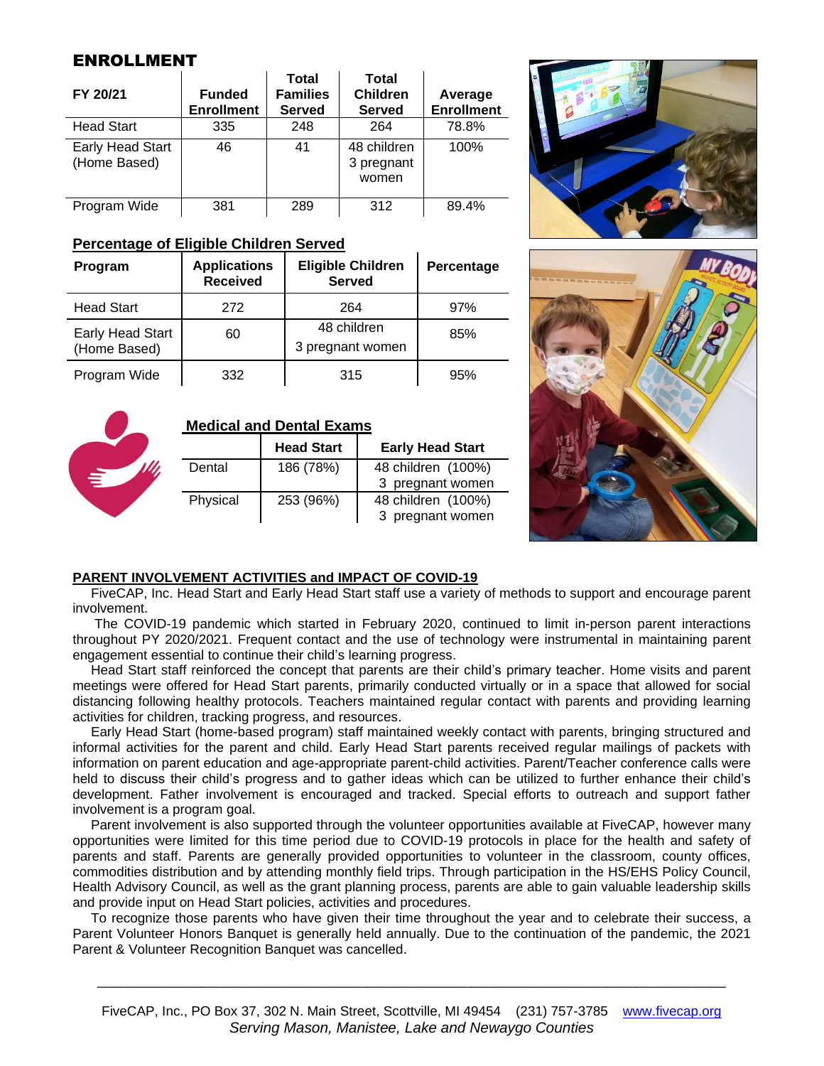## ENROLLMENT

| FY 20/21 | Funded Enrollment | Total Families Served | Total Children Served | Average Enrollment |
|---|---|---|---|---|
| Head Start | 335 | 248 | 264 | 78.8% |
| Early Head Start (Home Based) | 46 | 41 | 48 children 3 pregnant women | 100% |
| Program Wide | 381 | 289 | 312 | 89.4% |

### Percentage of Eligible Children Served

| Program | Applications Received | Eligible Children Served | Percentage |
|---|---|---|---|
| Head Start | 272 | 264 | 97% |
| Early Head Start (Home Based) | 60 | 48 children 3 pregnant women | 85% |
| Program Wide | 332 | 315 | 95% |

### Medical and Dental Exams

| | Head Start | Early Head Start |
|---|---|---|
| Dental | 186 (78%) | 48 children (100%) 3 pregnant women |
| Physical | 253 (96%) | 48 children (100%) 3 pregnant women |

### PARENT INVOLVEMENT ACTIVITIES and IMPACT OF COVID-19

FiveCAP, Inc. Head Start and Early Head Start staff use a variety of methods to support and encourage parent involvement.

The COVID-19 pandemic which started in February 2020, continued to limit in-person parent interactions throughout PY 2020/2021. Frequent contact and the use of technology were instrumental in maintaining parent engagement essential to continue their child's learning progress.

Head Start staff reinforced the concept that parents are their child's primary teacher. Home visits and parent meetings were offered for Head Start parents, primarily conducted virtually or in a space that allowed for social distancing following healthy protocols. Teachers maintained regular contact with parents and providing learning activities for children, tracking progress, and resources.

Early Head Start (home-based program) staff maintained weekly contact with parents, bringing structured and informal activities for the parent and child. Early Head Start parents received regular mailings of packets with information on parent education and age-appropriate parent-child activities. Parent/Teacher conference calls were held to discuss their child's progress and to gather ideas which can be utilized to further enhance their child's development. Father involvement is encouraged and tracked. Special efforts to outreach and support father involvement is a program goal.

Parent involvement is also supported through the volunteer opportunities available at FiveCAP, however many opportunities were limited for this time period due to COVID-19 protocols in place for the health and safety of parents and staff. Parents are generally provided opportunities to volunteer in the classroom, county offices, commodities distribution and by attending monthly field trips. Through participation in the HS/EHS Policy Council, Health Advisory Council, as well as the grant planning process, parents are able to gain valuable leadership skills and provide input on Head Start policies, activities and procedures.

To recognize those parents who have given their time throughout the year and to celebrate their success, a Parent Volunteer Honors Banquet is generally held annually. Due to the continuation of the pandemic, the 2021 Parent & Volunteer Recognition Banquet was cancelled.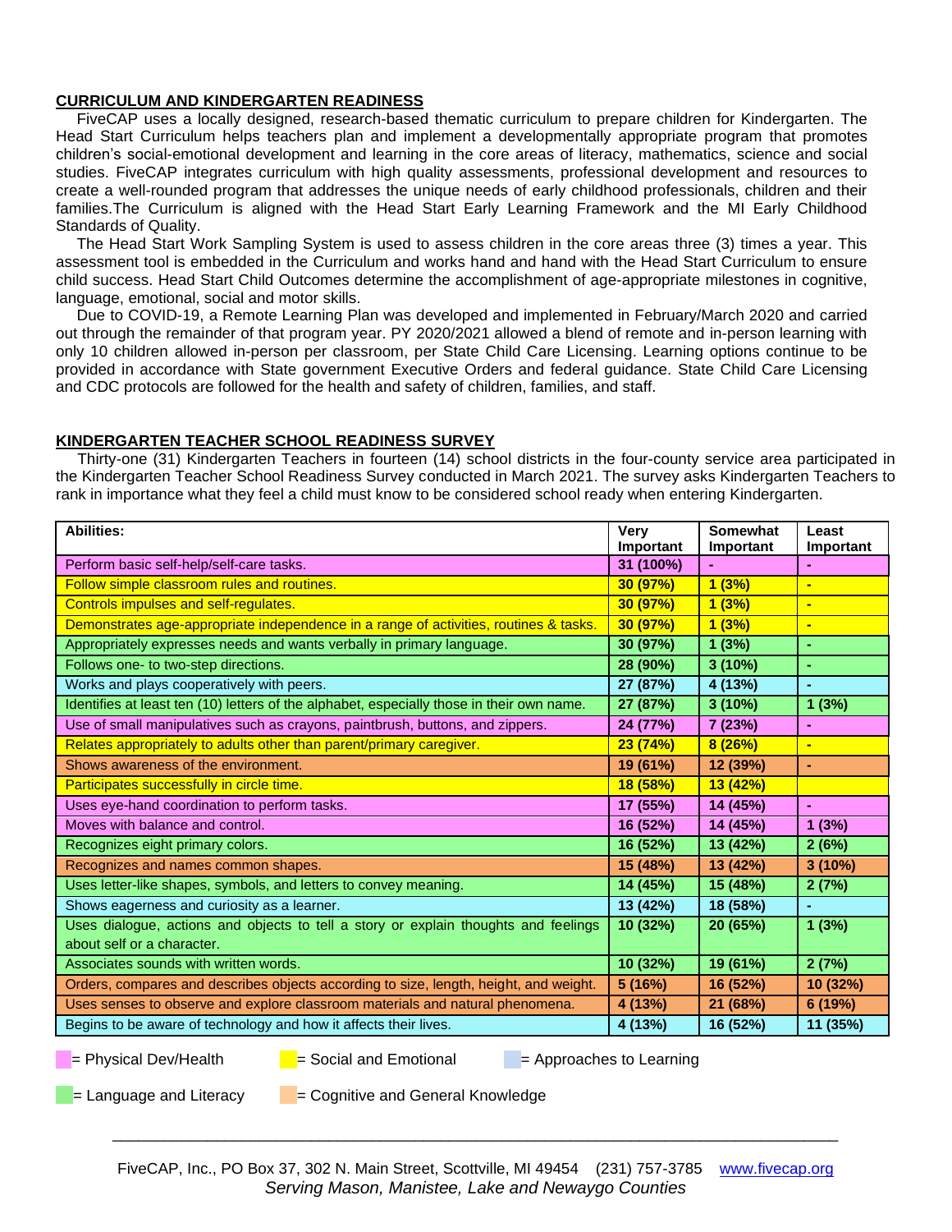## CURRICULUM AND KINDERGARTEN READINESS

FiveCAP uses a locally designed, research-based thematic curriculum to prepare children for Kindergarten. The Head Start Curriculum helps teachers plan and implement a developmentally appropriate program that promotes children's social-emotional development and learning in the core areas of literacy, mathematics, science and social studies. FiveCAP integrates curriculum with high quality assessments, professional development and resources to create a well-rounded program that addresses the unique needs of early childhood professionals, children and their families.The Curriculum is aligned with the Head Start Early Learning Framework and the MI Early Childhood Standards of Quality.

The Head Start Work Sampling System is used to assess children in the core areas three (3) times a year. This assessment tool is embedded in the Curriculum and works hand and hand with the Head Start Curriculum to ensure child success. Head Start Child Outcomes determine the accomplishment of age-appropriate milestones in cognitive, language, emotional, social and motor skills.

Due to COVID-19, a Remote Learning Plan was developed and implemented in February/March 2020 and carried out through the remainder of that program year. PY 2020/2021 allowed a blend of remote and in-person learning with only 10 children allowed in-person per classroom, per State Child Care Licensing. Learning options continue to be provided in accordance with State government Executive Orders and federal guidance. State Child Care Licensing and CDC protocols are followed for the health and safety of children, families, and staff.

## KINDERGARTEN TEACHER SCHOOL READINESS SURVEY

Thirty-one (31) Kindergarten Teachers in fourteen (14) school districts in the four-county service area participated in the Kindergarten Teacher School Readiness Survey conducted in March 2021. The survey asks Kindergarten Teachers to rank in importance what they feel a child must know to be considered school ready when entering Kindergarten.

| Abilities: | Very Important | Somewhat Important | Least Important |
|---|---|---|---|
| Perform basic self-help/self-care tasks. | 31 (100%) | - | - |
| Follow simple classroom rules and routines. | 30 (97%) | 1 (3%) | - |
| Controls impulses and self-regulates. | 30 (97%) | 1 (3%) | - |
| Demonstrates age-appropriate independence in a range of activities, routines & tasks. | 30 (97%) | 1 (3%) | - |
| Appropriately expresses needs and wants verbally in primary language. | 30 (97%) | 1 (3%) | - |
| Follows one- to two-step directions. | 28 (90%) | 3 (10%) | - |
| Works and plays cooperatively with peers. | 27 (87%) | 4 (13%) | - |
| Identifies at least ten (10) letters of the alphabet, especially those in their own name. | 27 (87%) | 3 (10%) | 1 (3%) |
| Use of small manipulatives such as crayons, paintbrush, buttons, and zippers. | 24 (77%) | 7 (23%) | - |
| Relates appropriately to adults other than parent/primary caregiver. | 23 (74%) | 8 (26%) | - |
| Shows awareness of the environment. | 19 (61%) | 12 (39%) | - |
| Participates successfully in circle time. | 18 (58%) | 13 (42%) | |
| Uses eye-hand coordination to perform tasks. | 17 (55%) | 14 (45%) | - |
| Moves with balance and control. | 16 (52%) | 14 (45%) | 1 (3%) |
| Recognizes eight primary colors. | 16 (52%) | 13 (42%) | 2 (6%) |
| Recognizes and names common shapes. | 15 (48%) | 13 (42%) | 3 (10%) |
| Uses letter-like shapes, symbols, and letters to convey meaning. | 14 (45%) | 15 (48%) | 2 (7%) |
| Shows eagerness and curiosity as a learner. | 13 (42%) | 18 (58%) | - |
| Uses dialogue, actions and objects to tell a story or explain thoughts and feelings about self or a character. | 10 (32%) | 20 (65%) | 1 (3%) |
| Associates sounds with written words. | 10 (32%) | 19 (61%) | 2 (7%) |
| Orders, compares and describes objects according to size, length, height, and weight. | 5 (16%) | 16 (52%) | 10 (32%) |
| Uses senses to observe and explore classroom materials and natural phenomena. | 4 (13%) | 21 (68%) | 6 (19%) |
| Begins to be aware of technology and how it affects their lives. | 4 (13%) | 16 (52%) | 11 (35%) |

= Physical Dev/Health   = Social and Emotional   = Approaches to Learning

= Language and Literacy   = Cognitive and General Knowledge

FiveCAP, Inc., PO Box 37, 302 N. Main Street, Scottville, MI 49454 (231) 757-3785 www.fivecap.org

*Serving Mason, Manistee, Lake and Newaygo Counties*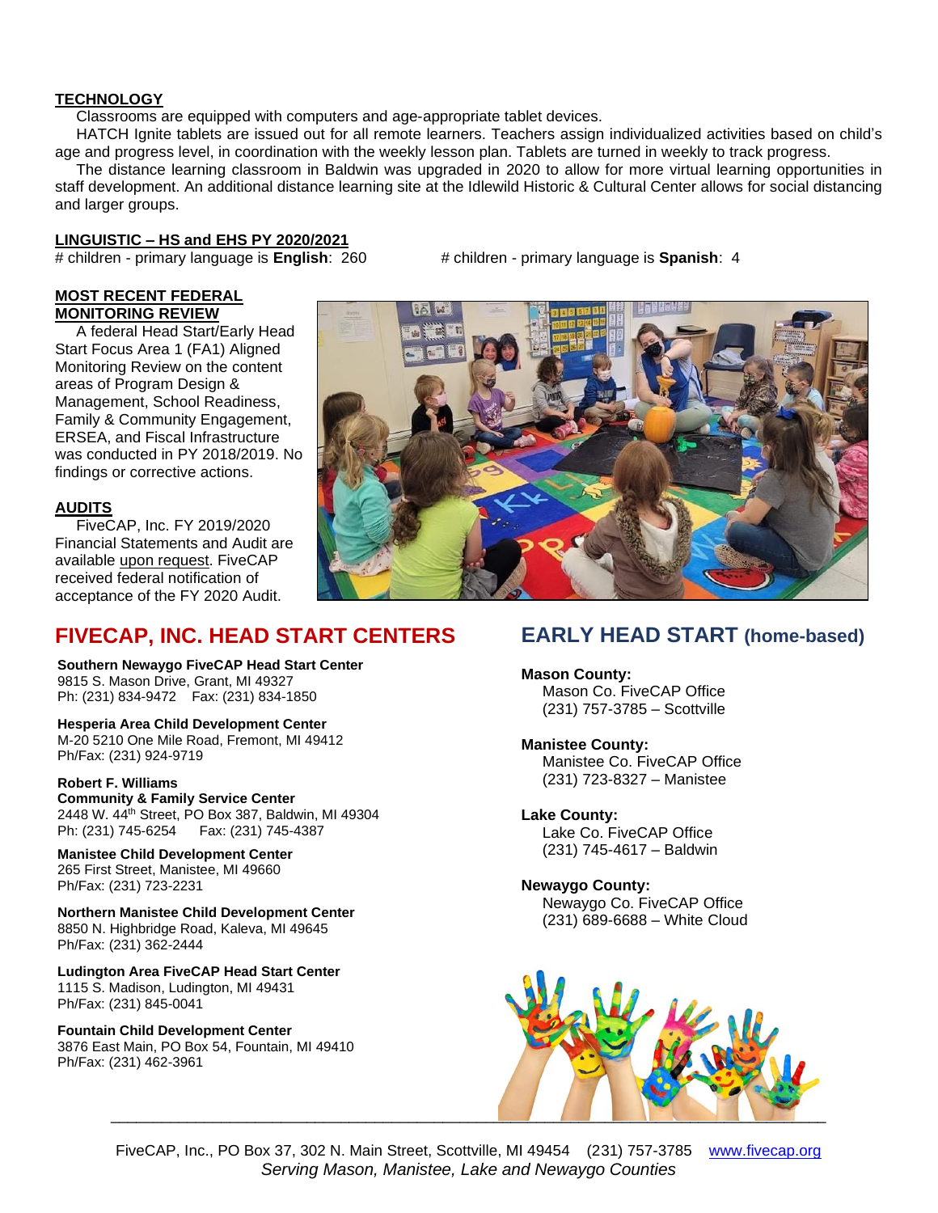## TECHNOLOGY

Classrooms are equipped with computers and age-appropriate tablet devices.

HATCH Ignite tablets are issued out for all remote learners. Teachers assign individualized activities based on child's age and progress level, in coordination with the weekly lesson plan. Tablets are turned in weekly to track progress.

The distance learning classroom in Baldwin was upgraded in 2020 to allow for more virtual learning opportunities in staff development. An additional distance learning site at the Idlewild Historic & Cultural Center allows for social distancing and larger groups.

## LINGUISTIC – HS and EHS PY 2020/2021

# children - primary language is **English**: 260

# children - primary language is **Spanish**: 4

## MOST RECENT FEDERAL MONITORING REVIEW

A federal Head Start/Early Head Start Focus Area 1 (FA1) Aligned Monitoring Review on the content areas of Program Design & Management, School Readiness, Family & Community Engagement, ERSEA, and Fiscal Infrastructure was conducted in PY 2018/2019. No findings or corrective actions.

## AUDITS

FiveCAP, Inc. FY 2019/2020 Financial Statements and Audit are available upon request. FiveCAP received federal notification of acceptance of the FY 2020 Audit.

# FIVECAP, INC. HEAD START CENTERS

**Southern Newaygo FiveCAP Head Start Center**
9815 S. Mason Drive, Grant, MI 49327
Ph: (231) 834-9472 Fax: (231) 834-1850

**Hesperia Area Child Development Center**
M-20 5210 One Mile Road, Fremont, MI 49412
Ph/Fax: (231) 924-9719

**Robert F. Williams**
**Community & Family Service Center**
2448 W. 44th Street, PO Box 387, Baldwin, MI 49304
Ph: (231) 745-6254 Fax: (231) 745-4387

**Manistee Child Development Center**
265 First Street, Manistee, MI 49660
Ph/Fax: (231) 723-2231

**Northern Manistee Child Development Center**
8850 N. Highbridge Road, Kaleva, MI 49645
Ph/Fax: (231) 362-2444

**Ludington Area FiveCAP Head Start Center**
1115 S. Madison, Ludington, MI 49431
Ph/Fax: (231) 845-0041

**Fountain Child Development Center**
3876 East Main, PO Box 54, Fountain, MI 49410
Ph/Fax: (231) 462-3961

# EARLY HEAD START (home-based)

**Mason County:**
Mason Co. FiveCAP Office
(231) 757-3785 – Scottville

**Manistee County:**
Manistee Co. FiveCAP Office
(231) 723-8327 – Manistee

**Lake County:**
Lake Co. FiveCAP Office
(231) 745-4617 – Baldwin

**Newaygo County:**
Newaygo Co. FiveCAP Office
(231) 689-6688 – White Cloud

FiveCAP, Inc., PO Box 37, 302 N. Main Street, Scottville, MI 49454 (231) 757-3785 www.fivecap.org
*Serving Mason, Manistee, Lake and Newaygo Counties*